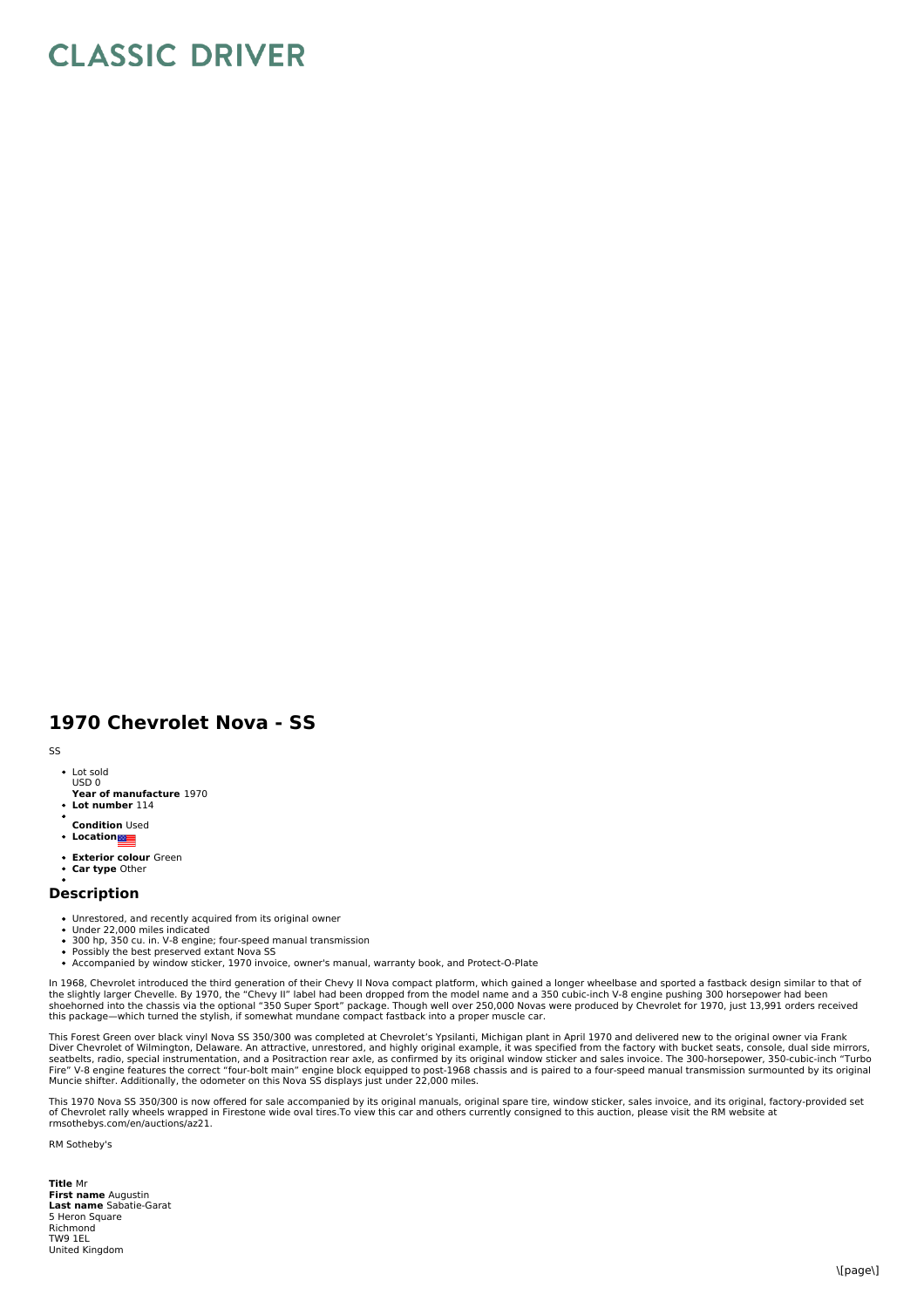# CLASSIC DRIVER

## 1970 Chevrolet Nova - SS

SS

- Lot sold
  USD 0
  **Year of manufacture** 1970
- **Lot number** 114
- 
  **Condition** Used
- **Location**
- **Exterior colour** Green
- **Car type** Other
- 

## Description

- Unrestored, and recently acquired from its original owner
- Under 22,000 miles indicated
- 300 hp, 350 cu. in. V-8 engine; four-speed manual transmission
- Possibly the best preserved extant Nova SS
- Accompanied by window sticker, 1970 invoice, owner's manual, warranty book, and Protect-O-Plate

In 1968, Chevrolet introduced the third generation of their Chevy II Nova compact platform, which gained a longer wheelbase and sported a fastback design similar to that of the slightly larger Chevelle. By 1970, the "Chevy II" label had been dropped from the model name and a 350 cubic-inch V-8 engine pushing 300 horsepower had been shoehorned into the chassis via the optional "350 Super Sport" package. Though well over 250,000 Novas were produced by Chevrolet for 1970, just 13,991 orders received this package—which turned the stylish, if somewhat mundane compact fastback into a proper muscle car.

This Forest Green over black vinyl Nova SS 350/300 was completed at Chevrolet's Ypsilanti, Michigan plant in April 1970 and delivered new to the original owner via Frank Diver Chevrolet of Wilmington, Delaware. An attractive, unrestored, and highly original example, it was specified from the factory with bucket seats, console, dual side mirrors, seatbelts, radio, special instrumentation, and a Positraction rear axle, as confirmed by its original window sticker and sales invoice. The 300-horsepower, 350-cubic-inch "Turbo Fire" V-8 engine features the correct "four-bolt main" engine block equipped to post-1968 chassis and is paired to a four-speed manual transmission surmounted by its original Muncie shifter. Additionally, the odometer on this Nova SS displays just under 22,000 miles.

This 1970 Nova SS 350/300 is now offered for sale accompanied by its original manuals, original spare tire, window sticker, sales invoice, and its original, factory-provided set of Chevrolet rally wheels wrapped in Firestone wide oval tires.To view this car and others currently consigned to this auction, please visit the RM website at rmsothebys.com/en/auctions/az21.

RM Sotheby's

**Title** Mr
**First name** Augustin
**Last name** Sabatie-Garat
5 Heron Square
Richmond
TW9 1EL
United Kingdom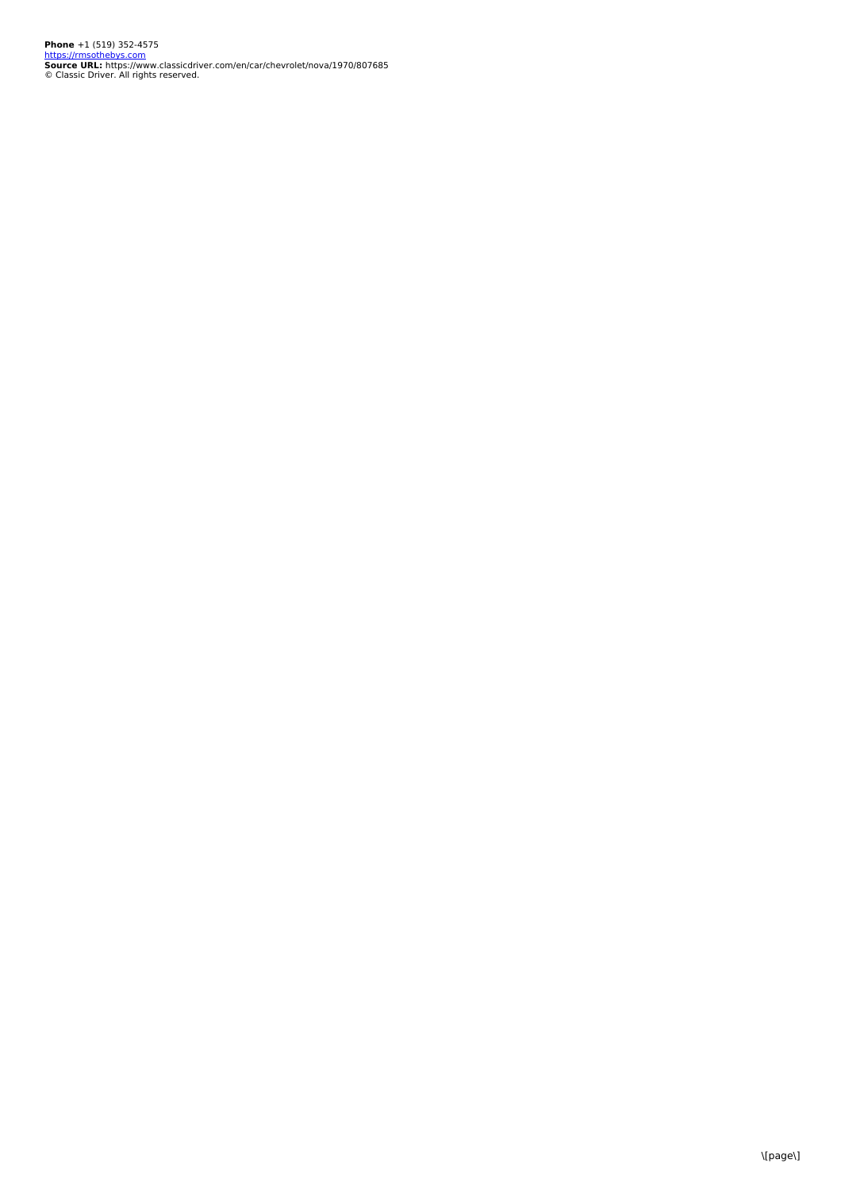**Phone** +1 (519) 352-4575
https://rmsothebys.com
**Source URL:** https://www.classicdriver.com/en/car/chevrolet/nova/1970/807685
© Classic Driver. All rights reserved.